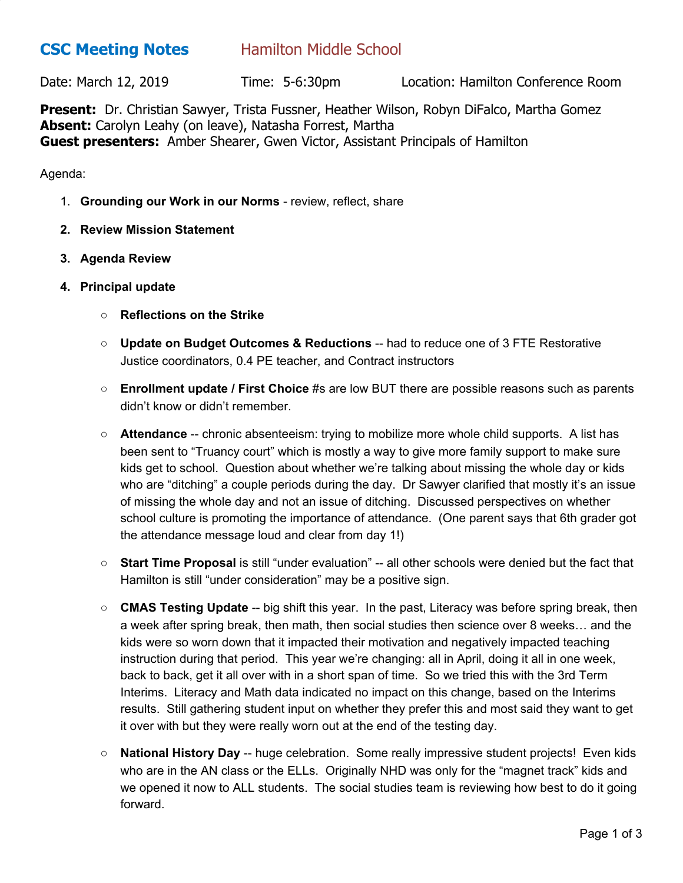# CSC Meeting Notes    Hamilton Middle School

Date: March 12, 2019    Time: 5-6:30pm    Location: Hamilton Conference Room

**Present:** Dr. Christian Sawyer, Trista Fussner, Heather Wilson, Robyn DiFalco, Martha Gomez
**Absent:** Carolyn Leahy (on leave), Natasha Forrest, Martha
**Guest presenters:** Amber Shearer, Gwen Victor, Assistant Principals of Hamilton

Agenda:

1. **Grounding our Work in our Norms** - review, reflect, share
2. **Review Mission Statement**
3. **Agenda Review**
4. **Principal update**
   - **Reflections on the Strike**
   - **Update on Budget Outcomes & Reductions** -- had to reduce one of 3 FTE Restorative Justice coordinators, 0.4 PE teacher, and Contract instructors
   - **Enrollment update / First Choice** #s are low BUT there are possible reasons such as parents didn't know or didn't remember.
   - **Attendance** -- chronic absenteeism: trying to mobilize more whole child supports. A list has been sent to "Truancy court" which is mostly a way to give more family support to make sure kids get to school. Question about whether we're talking about missing the whole day or kids who are "ditching" a couple periods during the day. Dr Sawyer clarified that mostly it's an issue of missing the whole day and not an issue of ditching. Discussed perspectives on whether school culture is promoting the importance of attendance. (One parent says that 6th grader got the attendance message loud and clear from day 1!)
   - **Start Time Proposal** is still "under evaluation" -- all other schools were denied but the fact that Hamilton is still "under consideration" may be a positive sign.
   - **CMAS Testing Update** -- big shift this year. In the past, Literacy was before spring break, then a week after spring break, then math, then social studies then science over 8 weeks… and the kids were so worn down that it impacted their motivation and negatively impacted teaching instruction during that period. This year we're changing: all in April, doing it all in one week, back to back, get it all over with in a short span of time. So we tried this with the 3rd Term Interims. Literacy and Math data indicated no impact on this change, based on the Interims results. Still gathering student input on whether they prefer this and most said they want to get it over with but they were really worn out at the end of the testing day.
   - **National History Day** -- huge celebration. Some really impressive student projects! Even kids who are in the AN class or the ELLs. Originally NHD was only for the "magnet track" kids and we opened it now to ALL students. The social studies team is reviewing how best to do it going forward.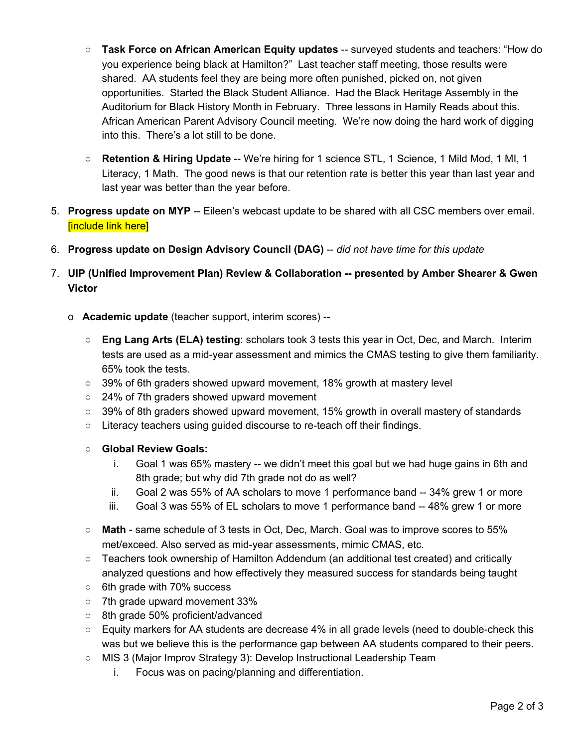- **Task Force on African American Equity updates** -- surveyed students and teachers: "How do you experience being black at Hamilton?" Last teacher staff meeting, those results were shared. AA students feel they are being more often punished, picked on, not given opportunities. Started the Black Student Alliance. Had the Black Heritage Assembly in the Auditorium for Black History Month in February. Three lessons in Hamily Reads about this. African American Parent Advisory Council meeting. We're now doing the hard work of digging into this. There's a lot still to be done.

- **Retention & Hiring Update** -- We're hiring for 1 science STL, 1 Science, 1 Mild Mod, 1 MI, 1 Literacy, 1 Math. The good news is that our retention rate is better this year than last year and last year was better than the year before.

5. **Progress update on MYP** -- Eileen's webcast update to be shared with all CSC members over email. [include link here]

6. **Progress update on Design Advisory Council (DAG)** -- *did not have time for this update*

7. **UIP (Unified Improvement Plan) Review & Collaboration -- presented by Amber Shearer & Gwen Victor**

   - **Academic update** (teacher support, interim scores) --

     - **Eng Lang Arts (ELA) testing**: scholars took 3 tests this year in Oct, Dec, and March. Interim tests are used as a mid-year assessment and mimics the CMAS testing to give them familiarity. 65% took the tests.
     - 39% of 6th graders showed upward movement, 18% growth at mastery level
     - 24% of 7th graders showed upward movement
     - 39% of 8th graders showed upward movement, 15% growth in overall mastery of standards
     - Literacy teachers using guided discourse to re-teach off their findings.

     - **Global Review Goals:**
       i. Goal 1 was 65% mastery -- we didn't meet this goal but we had huge gains in 6th and 8th grade; but why did 7th grade not do as well?
       ii. Goal 2 was 55% of AA scholars to move 1 performance band -- 34% grew 1 or more
       iii. Goal 3 was 55% of EL scholars to move 1 performance band -- 48% grew 1 or more

     - **Math** - same schedule of 3 tests in Oct, Dec, March. Goal was to improve scores to 55% met/exceed. Also served as mid-year assessments, mimic CMAS, etc.
     - Teachers took ownership of Hamilton Addendum (an additional test created) and critically analyzed questions and how effectively they measured success for standards being taught
     - 6th grade with 70% success
     - 7th grade upward movement 33%
     - 8th grade 50% proficient/advanced
     - Equity markers for AA students are decrease 4% in all grade levels (need to double-check this was but we believe this is the performance gap between AA students compared to their peers.
     - MIS 3 (Major Improv Strategy 3): Develop Instructional Leadership Team
       i. Focus was on pacing/planning and differentiation.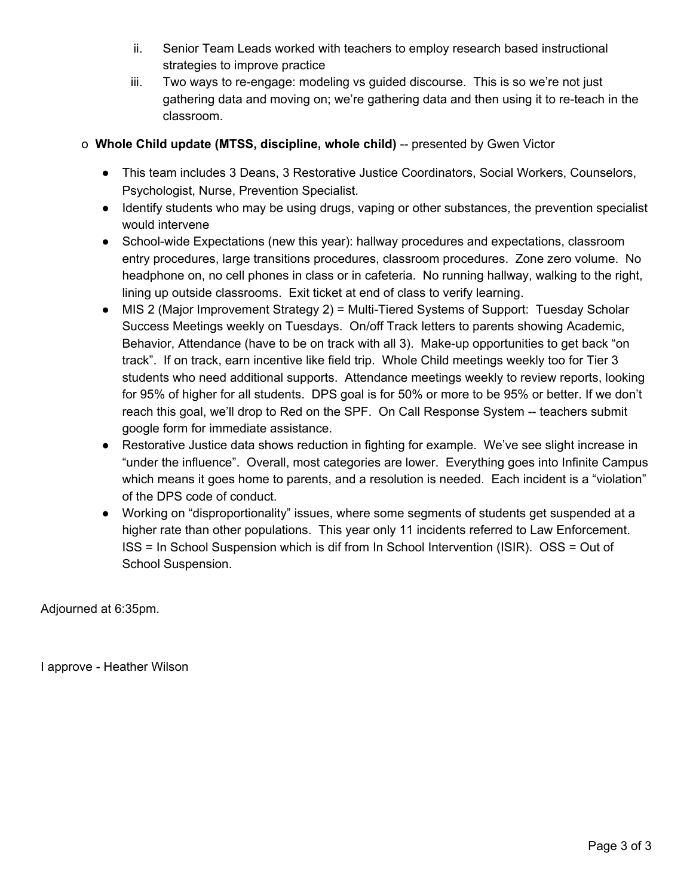ii. Senior Team Leads worked with teachers to employ research based instructional strategies to improve practice

iii. Two ways to re-engage: modeling vs guided discourse. This is so we're not just gathering data and moving on; we're gathering data and then using it to re-teach in the classroom.

o **Whole Child update (MTSS, discipline, whole child)** -- presented by Gwen Victor

- This team includes 3 Deans, 3 Restorative Justice Coordinators, Social Workers, Counselors, Psychologist, Nurse, Prevention Specialist.
- Identify students who may be using drugs, vaping or other substances, the prevention specialist would intervene
- School-wide Expectations (new this year): hallway procedures and expectations, classroom entry procedures, large transitions procedures, classroom procedures. Zone zero volume. No headphone on, no cell phones in class or in cafeteria. No running hallway, walking to the right, lining up outside classrooms. Exit ticket at end of class to verify learning.
- MIS 2 (Major Improvement Strategy 2) = Multi-Tiered Systems of Support: Tuesday Scholar Success Meetings weekly on Tuesdays. On/off Track letters to parents showing Academic, Behavior, Attendance (have to be on track with all 3). Make-up opportunities to get back "on track". If on track, earn incentive like field trip. Whole Child meetings weekly too for Tier 3 students who need additional supports. Attendance meetings weekly to review reports, looking for 95% of higher for all students. DPS goal is for 50% or more to be 95% or better. If we don't reach this goal, we'll drop to Red on the SPF. On Call Response System -- teachers submit google form for immediate assistance.
- Restorative Justice data shows reduction in fighting for example. We've see slight increase in "under the influence". Overall, most categories are lower. Everything goes into Infinite Campus which means it goes home to parents, and a resolution is needed. Each incident is a "violation" of the DPS code of conduct.
- Working on "disproportionality" issues, where some segments of students get suspended at a higher rate than other populations. This year only 11 incidents referred to Law Enforcement. ISS = In School Suspension which is dif from In School Intervention (ISIR). OSS = Out of School Suspension.

Adjourned at 6:35pm.

I approve - Heather Wilson